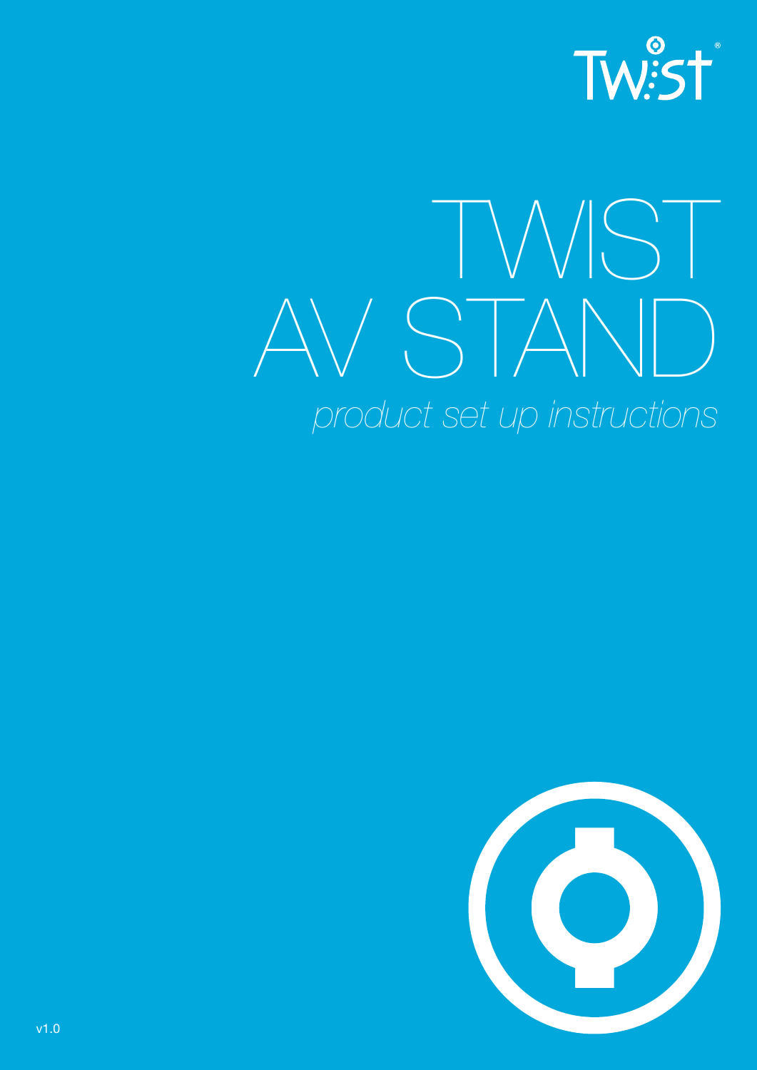Twist®

# TWIST AV STAND

*product set up instructions*

v1.0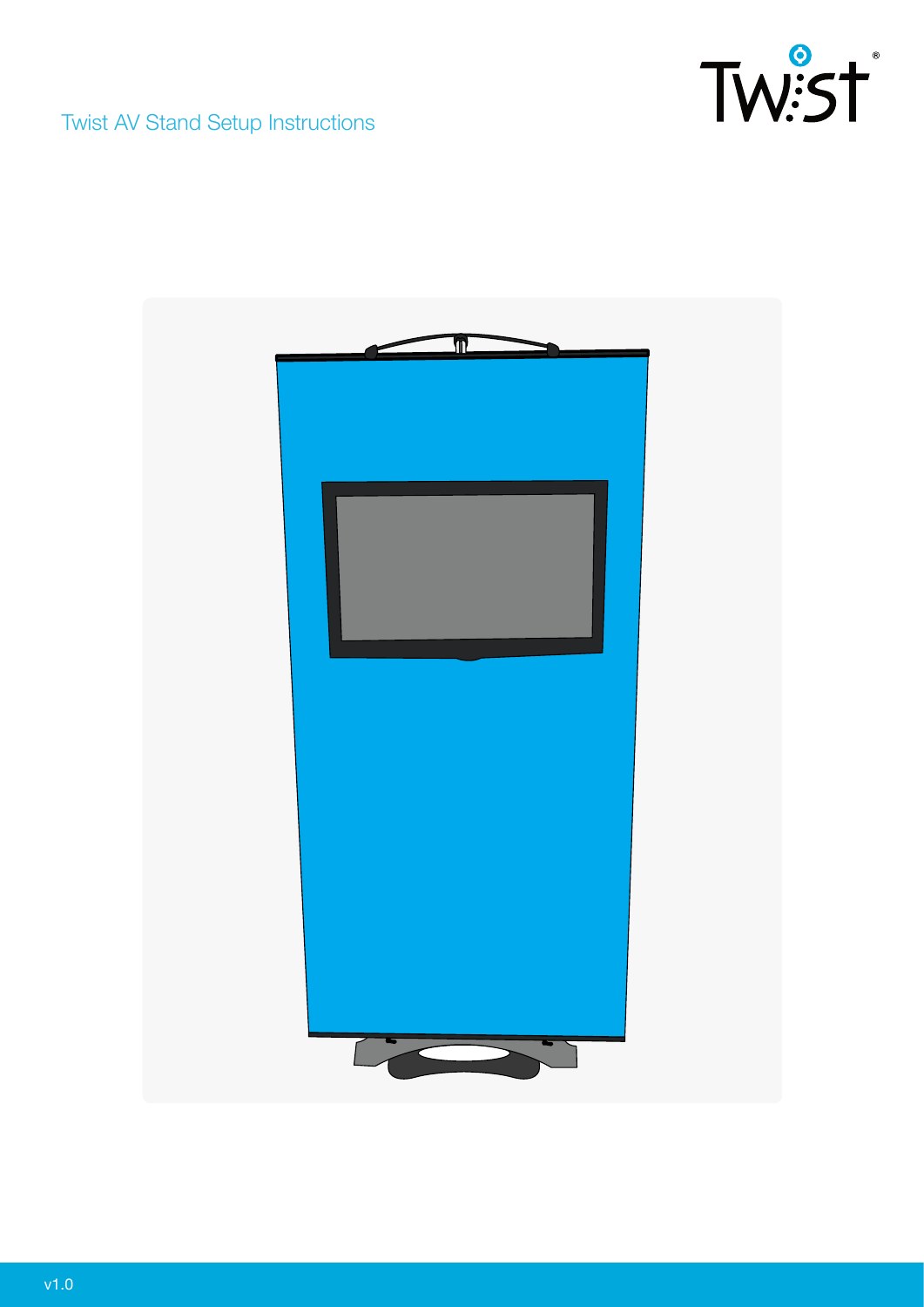Twist AV Stand Setup Instructions

Twist®

v1.0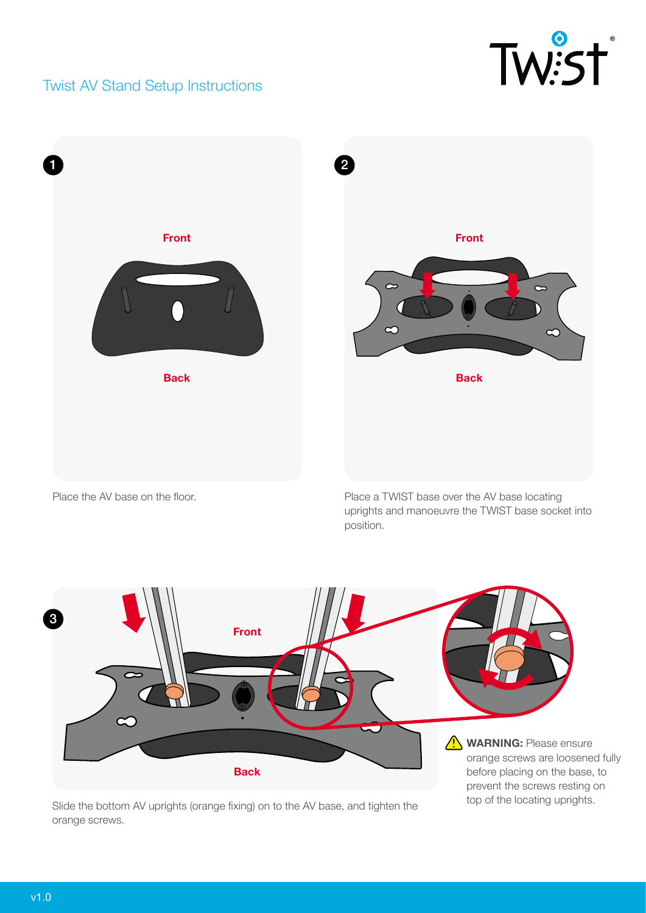# Twist AV Stand Setup Instructions

**1**

Front

Back

Place the AV base on the floor.

**2**

Front

Back

Place a TWIST base over the AV base locating uprights and manoeuvre the TWIST base socket into position.

**3**

Front

Back

Slide the bottom AV uprights (orange fixing) on to the AV base, and tighten the orange screws.

⚠ **WARNING:** Please ensure orange screws are loosened fully before placing on the base, to prevent the screws resting on top of the locating uprights.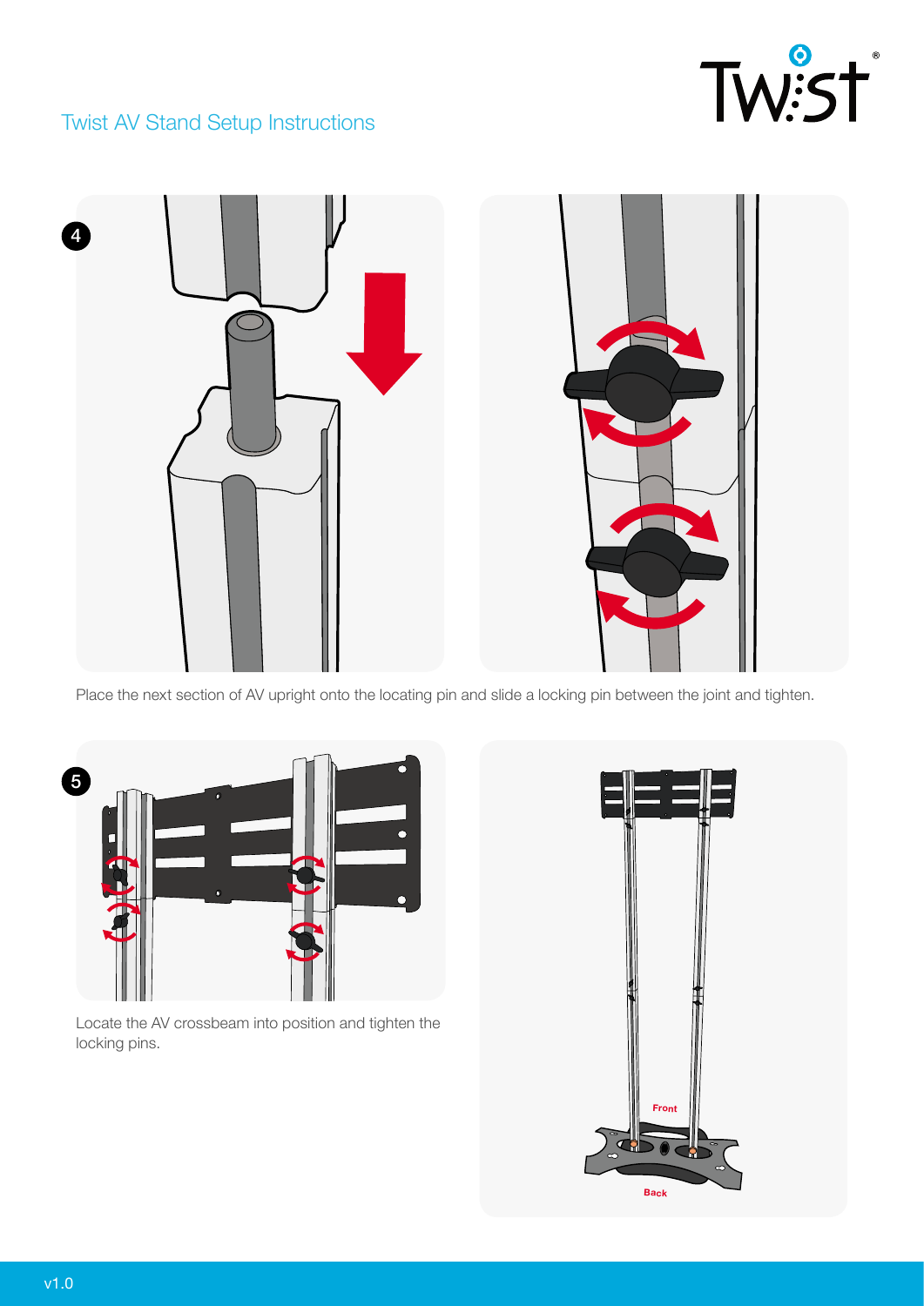## Twist AV Stand Setup Instructions

**4**

Place the next section of AV upright onto the locating pin and slide a locking pin between the joint and tighten.

**5**

Locate the AV crossbeam into position and tighten the locking pins.

Front

Back

v1.0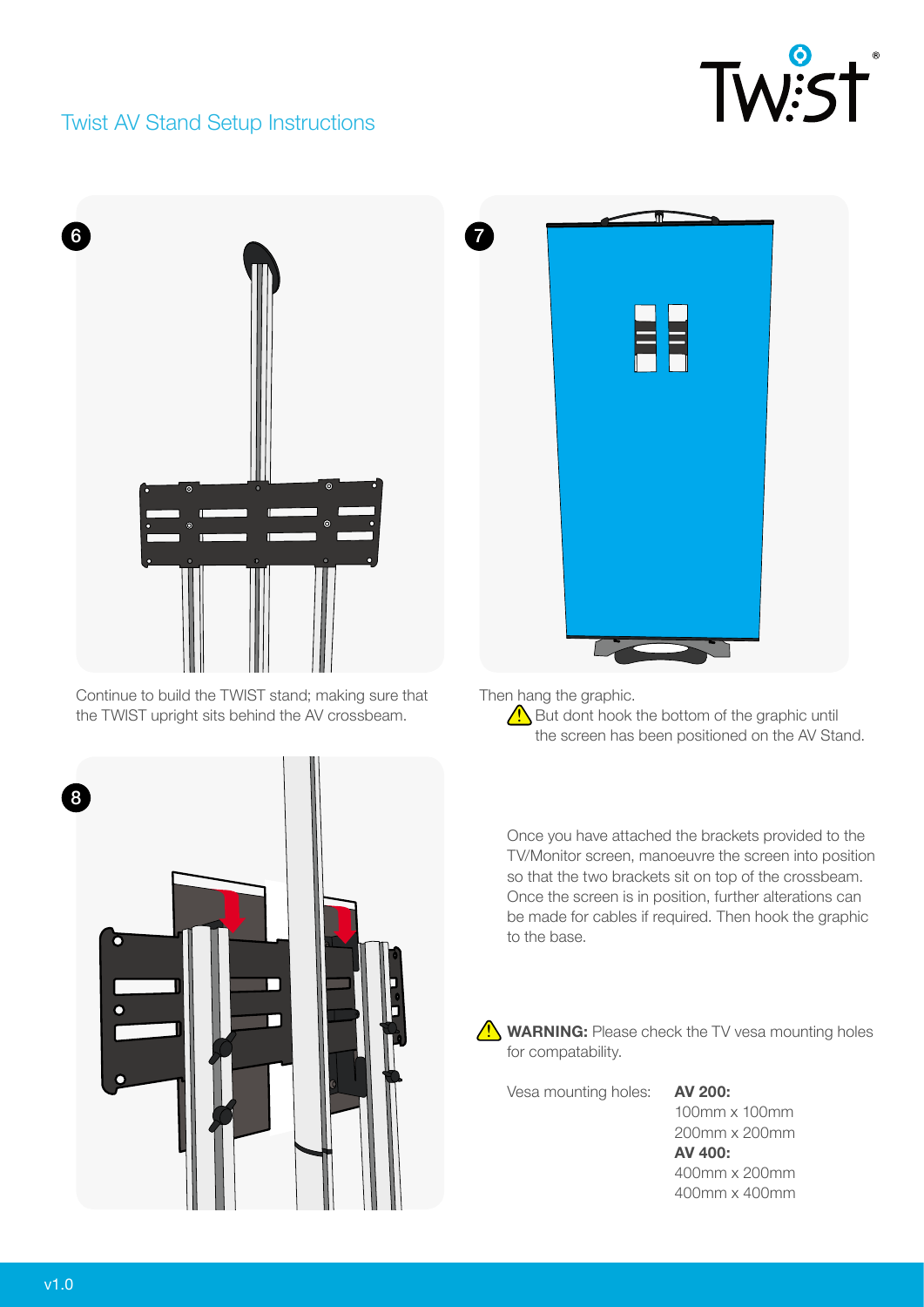## Twist AV Stand Setup Instructions

**6**

Continue to build the TWIST stand; making sure that the TWIST upright sits behind the AV crossbeam.

**7**

Then hang the graphic.

⚠ But dont hook the bottom of the graphic until the screen has been positioned on the AV Stand.

**8**

Once you have attached the brackets provided to the TV/Monitor screen, manoeuvre the screen into position so that the two brackets sit on top of the crossbeam. Once the screen is in position, further alterations can be made for cables if required. Then hook the graphic to the base.

⚠ **WARNING:** Please check the TV vesa mounting holes for compatability.

Vesa mounting holes:

**AV 200:**
100mm x 100mm
200mm x 200mm

**AV 400:**
400mm x 200mm
400mm x 400mm

v1.0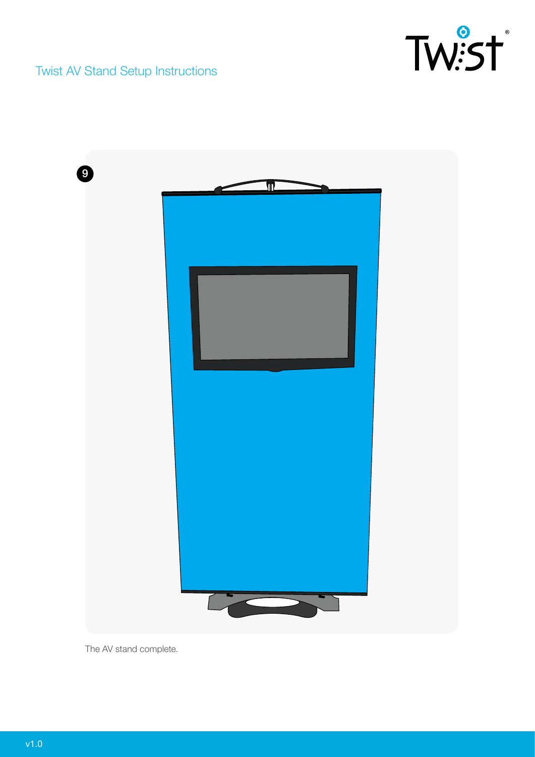9

The AV stand complete.